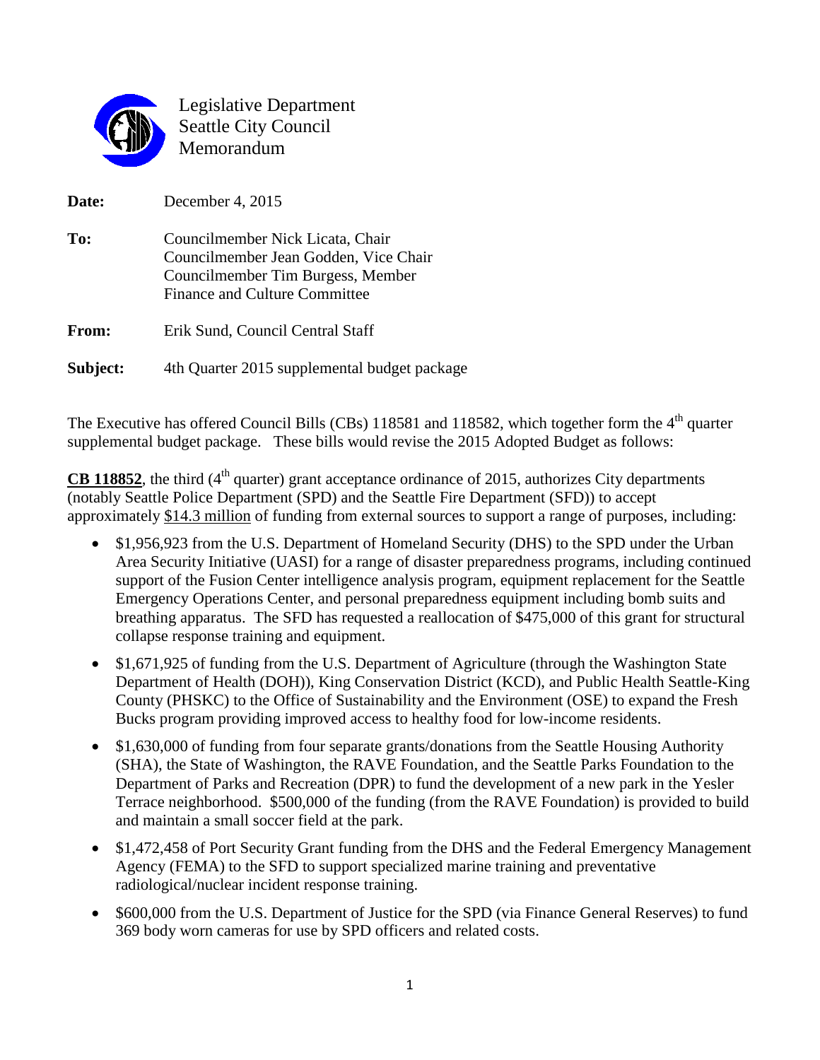Legislative Department
Seattle City Council
Memorandum

**Date:** December 4, 2015

**To:** Councilmember Nick Licata, Chair
Councilmember Jean Godden, Vice Chair
Councilmember Tim Burgess, Member
Finance and Culture Committee

**From:** Erik Sund, Council Central Staff

**Subject:** 4th Quarter 2015 supplemental budget package

The Executive has offered Council Bills (CBs) 118581 and 118582, which together form the 4th quarter supplemental budget package. These bills would revise the 2015 Adopted Budget as follows:

**CB 118852**, the third (4th quarter) grant acceptance ordinance of 2015, authorizes City departments (notably Seattle Police Department (SPD) and the Seattle Fire Department (SFD)) to accept approximately $14.3 million of funding from external sources to support a range of purposes, including:

- $1,956,923 from the U.S. Department of Homeland Security (DHS) to the SPD under the Urban Area Security Initiative (UASI) for a range of disaster preparedness programs, including continued support of the Fusion Center intelligence analysis program, equipment replacement for the Seattle Emergency Operations Center, and personal preparedness equipment including bomb suits and breathing apparatus. The SFD has requested a reallocation of $475,000 of this grant for structural collapse response training and equipment.
- $1,671,925 of funding from the U.S. Department of Agriculture (through the Washington State Department of Health (DOH)), King Conservation District (KCD), and Public Health Seattle-King County (PHSKC) to the Office of Sustainability and the Environment (OSE) to expand the Fresh Bucks program providing improved access to healthy food for low-income residents.
- $1,630,000 of funding from four separate grants/donations from the Seattle Housing Authority (SHA), the State of Washington, the RAVE Foundation, and the Seattle Parks Foundation to the Department of Parks and Recreation (DPR) to fund the development of a new park in the Yesler Terrace neighborhood. $500,000 of the funding (from the RAVE Foundation) is provided to build and maintain a small soccer field at the park.
- $1,472,458 of Port Security Grant funding from the DHS and the Federal Emergency Management Agency (FEMA) to the SFD to support specialized marine training and preventative radiological/nuclear incident response training.
- $600,000 from the U.S. Department of Justice for the SPD (via Finance General Reserves) to fund 369 body worn cameras for use by SPD officers and related costs.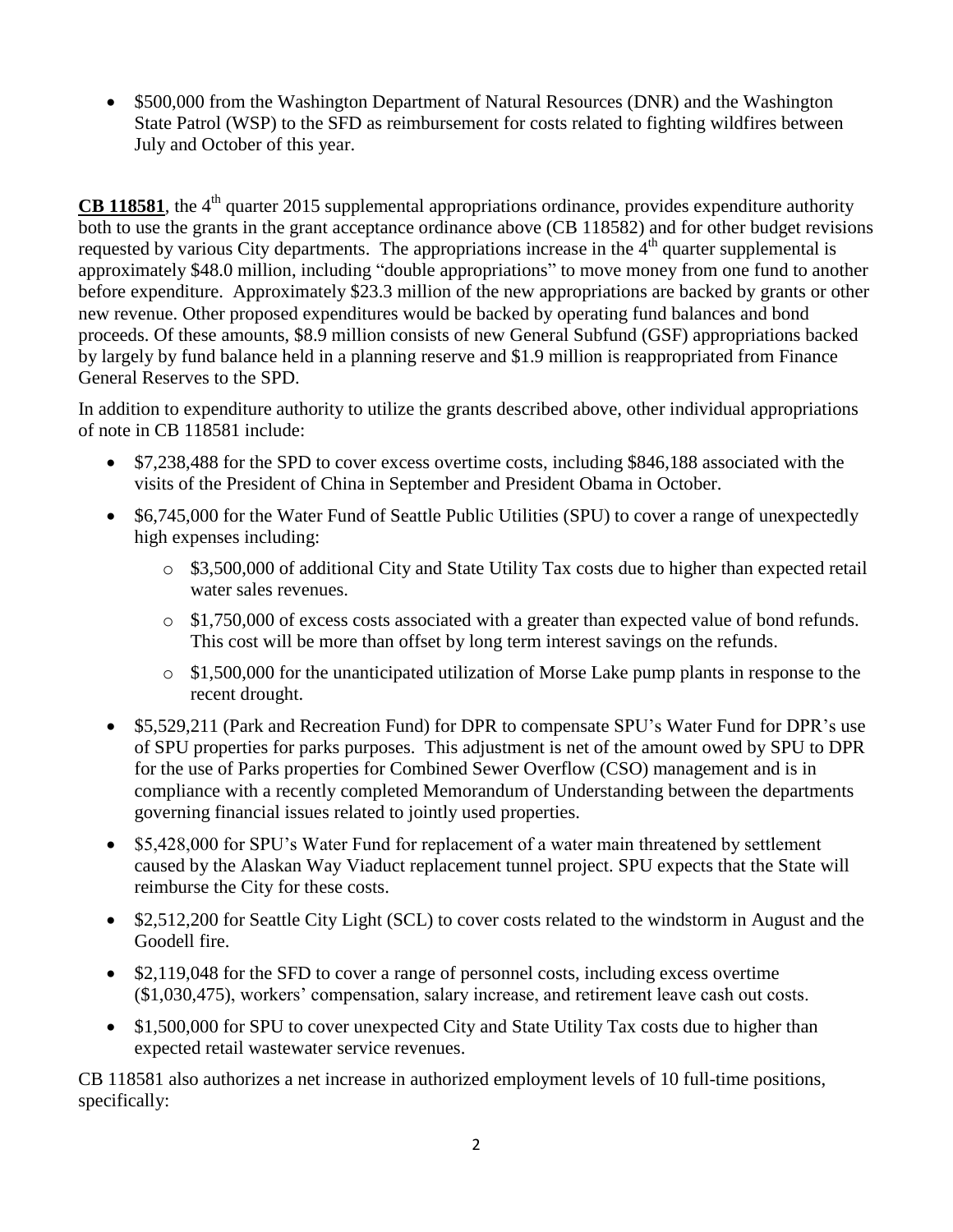- $500,000 from the Washington Department of Natural Resources (DNR) and the Washington State Patrol (WSP) to the SFD as reimbursement for costs related to fighting wildfires between July and October of this year.

**CB 118581**, the 4th quarter 2015 supplemental appropriations ordinance, provides expenditure authority both to use the grants in the grant acceptance ordinance above (CB 118582) and for other budget revisions requested by various City departments. The appropriations increase in the 4th quarter supplemental is approximately $48.0 million, including "double appropriations" to move money from one fund to another before expenditure. Approximately $23.3 million of the new appropriations are backed by grants or other new revenue. Other proposed expenditures would be backed by operating fund balances and bond proceeds. Of these amounts, $8.9 million consists of new General Subfund (GSF) appropriations backed by largely by fund balance held in a planning reserve and $1.9 million is reappropriated from Finance General Reserves to the SPD.

In addition to expenditure authority to utilize the grants described above, other individual appropriations of note in CB 118581 include:

- $7,238,488 for the SPD to cover excess overtime costs, including $846,188 associated with the visits of the President of China in September and President Obama in October.
- $6,745,000 for the Water Fund of Seattle Public Utilities (SPU) to cover a range of unexpectedly high expenses including:
  - $3,500,000 of additional City and State Utility Tax costs due to higher than expected retail water sales revenues.
  - $1,750,000 of excess costs associated with a greater than expected value of bond refunds. This cost will be more than offset by long term interest savings on the refunds.
  - $1,500,000 for the unanticipated utilization of Morse Lake pump plants in response to the recent drought.
- $5,529,211 (Park and Recreation Fund) for DPR to compensate SPU's Water Fund for DPR's use of SPU properties for parks purposes. This adjustment is net of the amount owed by SPU to DPR for the use of Parks properties for Combined Sewer Overflow (CSO) management and is in compliance with a recently completed Memorandum of Understanding between the departments governing financial issues related to jointly used properties.
- $5,428,000 for SPU's Water Fund for replacement of a water main threatened by settlement caused by the Alaskan Way Viaduct replacement tunnel project. SPU expects that the State will reimburse the City for these costs.
- $2,512,200 for Seattle City Light (SCL) to cover costs related to the windstorm in August and the Goodell fire.
- $2,119,048 for the SFD to cover a range of personnel costs, including excess overtime ($1,030,475), workers' compensation, salary increase, and retirement leave cash out costs.
- $1,500,000 for SPU to cover unexpected City and State Utility Tax costs due to higher than expected retail wastewater service revenues.

CB 118581 also authorizes a net increase in authorized employment levels of 10 full-time positions, specifically: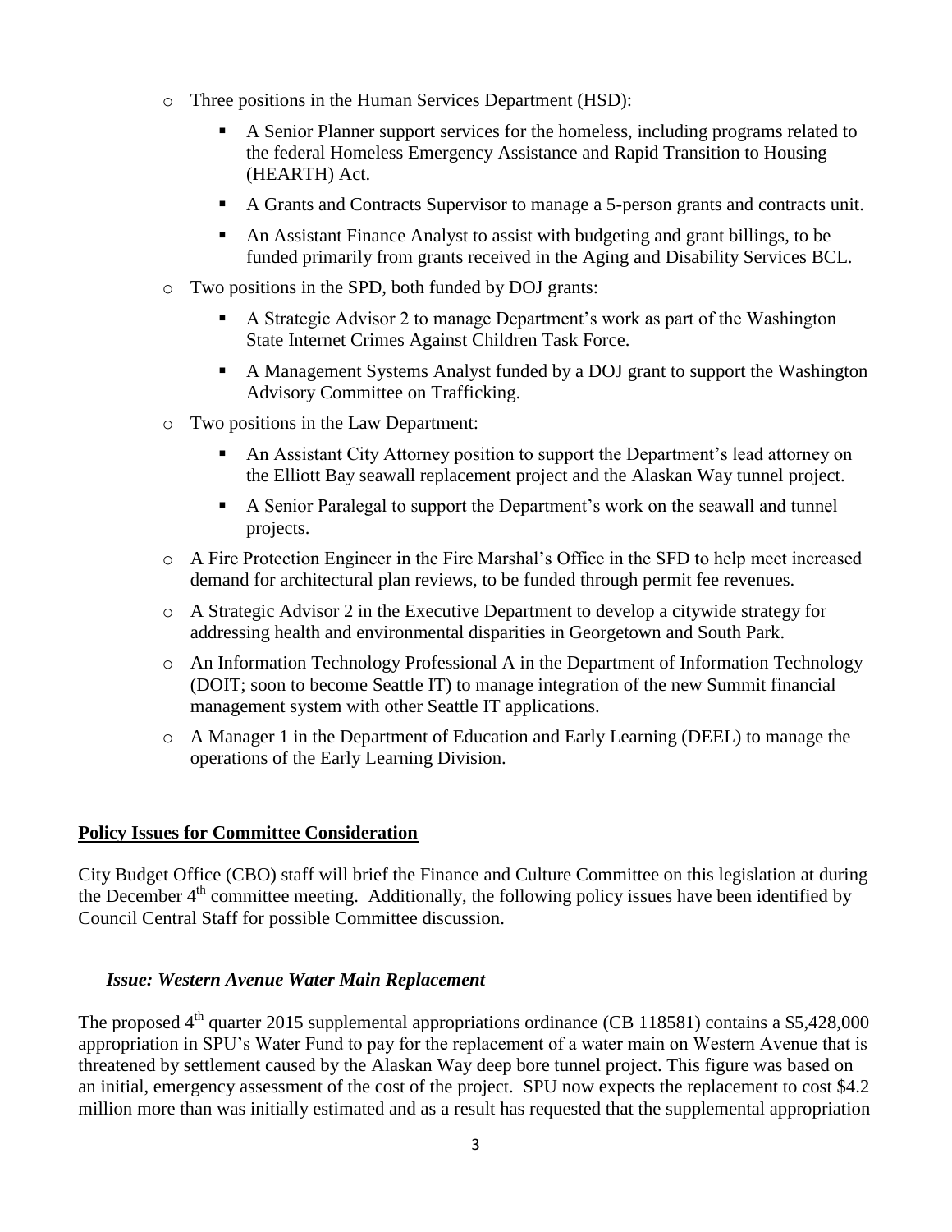- Three positions in the Human Services Department (HSD):
  - A Senior Planner support services for the homeless, including programs related to the federal Homeless Emergency Assistance and Rapid Transition to Housing (HEARTH) Act.
  - A Grants and Contracts Supervisor to manage a 5-person grants and contracts unit.
  - An Assistant Finance Analyst to assist with budgeting and grant billings, to be funded primarily from grants received in the Aging and Disability Services BCL.
- Two positions in the SPD, both funded by DOJ grants:
  - A Strategic Advisor 2 to manage Department's work as part of the Washington State Internet Crimes Against Children Task Force.
  - A Management Systems Analyst funded by a DOJ grant to support the Washington Advisory Committee on Trafficking.
- Two positions in the Law Department:
  - An Assistant City Attorney position to support the Department's lead attorney on the Elliott Bay seawall replacement project and the Alaskan Way tunnel project.
  - A Senior Paralegal to support the Department's work on the seawall and tunnel projects.
- A Fire Protection Engineer in the Fire Marshal's Office in the SFD to help meet increased demand for architectural plan reviews, to be funded through permit fee revenues.
- A Strategic Advisor 2 in the Executive Department to develop a citywide strategy for addressing health and environmental disparities in Georgetown and South Park.
- An Information Technology Professional A in the Department of Information Technology (DOIT; soon to become Seattle IT) to manage integration of the new Summit financial management system with other Seattle IT applications.
- A Manager 1 in the Department of Education and Early Learning (DEEL) to manage the operations of the Early Learning Division.

**Policy Issues for Committee Consideration**

City Budget Office (CBO) staff will brief the Finance and Culture Committee on this legislation at during the December 4th committee meeting. Additionally, the following policy issues have been identified by Council Central Staff for possible Committee discussion.

***Issue: Western Avenue Water Main Replacement***

The proposed 4th quarter 2015 supplemental appropriations ordinance (CB 118581) contains a $5,428,000 appropriation in SPU's Water Fund to pay for the replacement of a water main on Western Avenue that is threatened by settlement caused by the Alaskan Way deep bore tunnel project. This figure was based on an initial, emergency assessment of the cost of the project. SPU now expects the replacement to cost $4.2 million more than was initially estimated and as a result has requested that the supplemental appropriation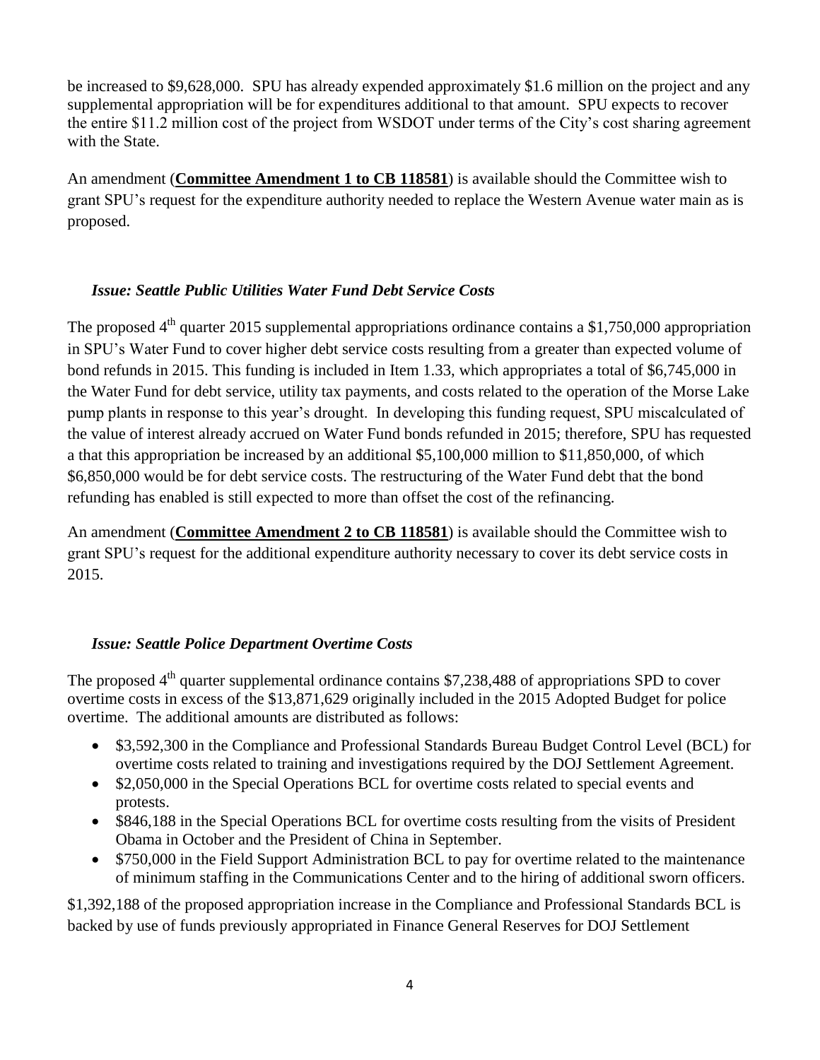be increased to $9,628,000. SPU has already expended approximately $1.6 million on the project and any supplemental appropriation will be for expenditures additional to that amount. SPU expects to recover the entire $11.2 million cost of the project from WSDOT under terms of the City's cost sharing agreement with the State.

An amendment (**Committee Amendment 1 to CB 118581**) is available should the Committee wish to grant SPU's request for the expenditure authority needed to replace the Western Avenue water main as is proposed.

### *Issue: Seattle Public Utilities Water Fund Debt Service Costs*

The proposed 4th quarter 2015 supplemental appropriations ordinance contains a $1,750,000 appropriation in SPU's Water Fund to cover higher debt service costs resulting from a greater than expected volume of bond refunds in 2015. This funding is included in Item 1.33, which appropriates a total of $6,745,000 in the Water Fund for debt service, utility tax payments, and costs related to the operation of the Morse Lake pump plants in response to this year's drought. In developing this funding request, SPU miscalculated of the value of interest already accrued on Water Fund bonds refunded in 2015; therefore, SPU has requested a that this appropriation be increased by an additional $5,100,000 million to $11,850,000, of which $6,850,000 would be for debt service costs. The restructuring of the Water Fund debt that the bond refunding has enabled is still expected to more than offset the cost of the refinancing.

An amendment (**Committee Amendment 2 to CB 118581**) is available should the Committee wish to grant SPU's request for the additional expenditure authority necessary to cover its debt service costs in 2015.

### *Issue: Seattle Police Department Overtime Costs*

The proposed 4th quarter supplemental ordinance contains $7,238,488 of appropriations SPD to cover overtime costs in excess of the $13,871,629 originally included in the 2015 Adopted Budget for police overtime. The additional amounts are distributed as follows:

- $3,592,300 in the Compliance and Professional Standards Bureau Budget Control Level (BCL) for overtime costs related to training and investigations required by the DOJ Settlement Agreement.
- $2,050,000 in the Special Operations BCL for overtime costs related to special events and protests.
- $846,188 in the Special Operations BCL for overtime costs resulting from the visits of President Obama in October and the President of China in September.
- $750,000 in the Field Support Administration BCL to pay for overtime related to the maintenance of minimum staffing in the Communications Center and to the hiring of additional sworn officers.

$1,392,188 of the proposed appropriation increase in the Compliance and Professional Standards BCL is backed by use of funds previously appropriated in Finance General Reserves for DOJ Settlement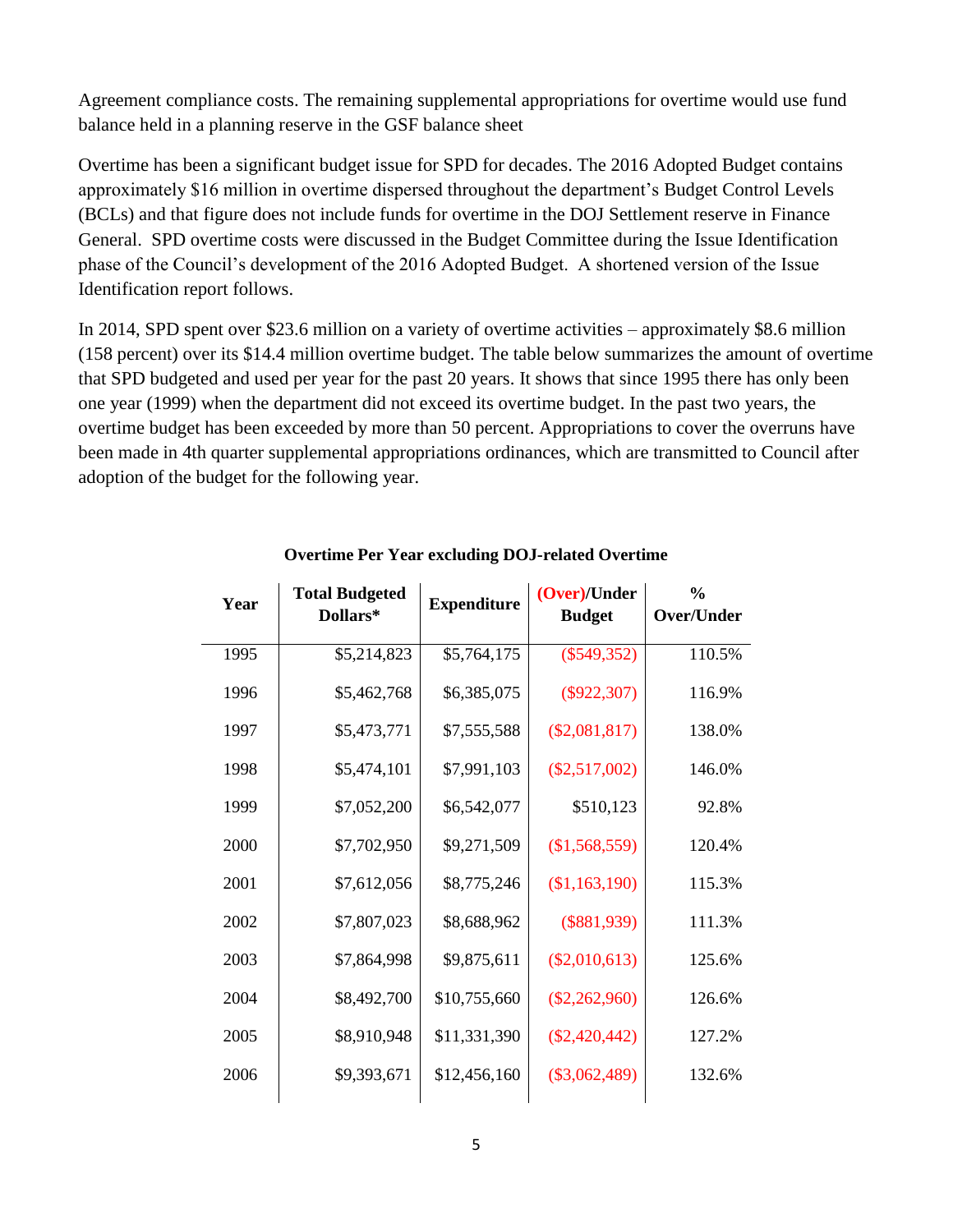Agreement compliance costs. The remaining supplemental appropriations for overtime would use fund balance held in a planning reserve in the GSF balance sheet

Overtime has been a significant budget issue for SPD for decades. The 2016 Adopted Budget contains approximately $16 million in overtime dispersed throughout the department's Budget Control Levels (BCLs) and that figure does not include funds for overtime in the DOJ Settlement reserve in Finance General. SPD overtime costs were discussed in the Budget Committee during the Issue Identification phase of the Council's development of the 2016 Adopted Budget. A shortened version of the Issue Identification report follows.

In 2014, SPD spent over $23.6 million on a variety of overtime activities – approximately $8.6 million (158 percent) over its $14.4 million overtime budget. The table below summarizes the amount of overtime that SPD budgeted and used per year for the past 20 years. It shows that since 1995 there has only been one year (1999) when the department did not exceed its overtime budget. In the past two years, the overtime budget has been exceeded by more than 50 percent. Appropriations to cover the overruns have been made in 4th quarter supplemental appropriations ordinances, which are transmitted to Council after adoption of the budget for the following year.

**Overtime Per Year excluding DOJ-related Overtime**

| Year | Total Budgeted Dollars* | Expenditure | (Over)/Under Budget | % Over/Under |
|---|---|---|---|---|
| 1995 | $5,214,823 | $5,764,175 | ($549,352) | 110.5% |
| 1996 | $5,462,768 | $6,385,075 | ($922,307) | 116.9% |
| 1997 | $5,473,771 | $7,555,588 | ($2,081,817) | 138.0% |
| 1998 | $5,474,101 | $7,991,103 | ($2,517,002) | 146.0% |
| 1999 | $7,052,200 | $6,542,077 | $510,123 | 92.8% |
| 2000 | $7,702,950 | $9,271,509 | ($1,568,559) | 120.4% |
| 2001 | $7,612,056 | $8,775,246 | ($1,163,190) | 115.3% |
| 2002 | $7,807,023 | $8,688,962 | ($881,939) | 111.3% |
| 2003 | $7,864,998 | $9,875,611 | ($2,010,613) | 125.6% |
| 2004 | $8,492,700 | $10,755,660 | ($2,262,960) | 126.6% |
| 2005 | $8,910,948 | $11,331,390 | ($2,420,442) | 127.2% |
| 2006 | $9,393,671 | $12,456,160 | ($3,062,489) | 132.6% |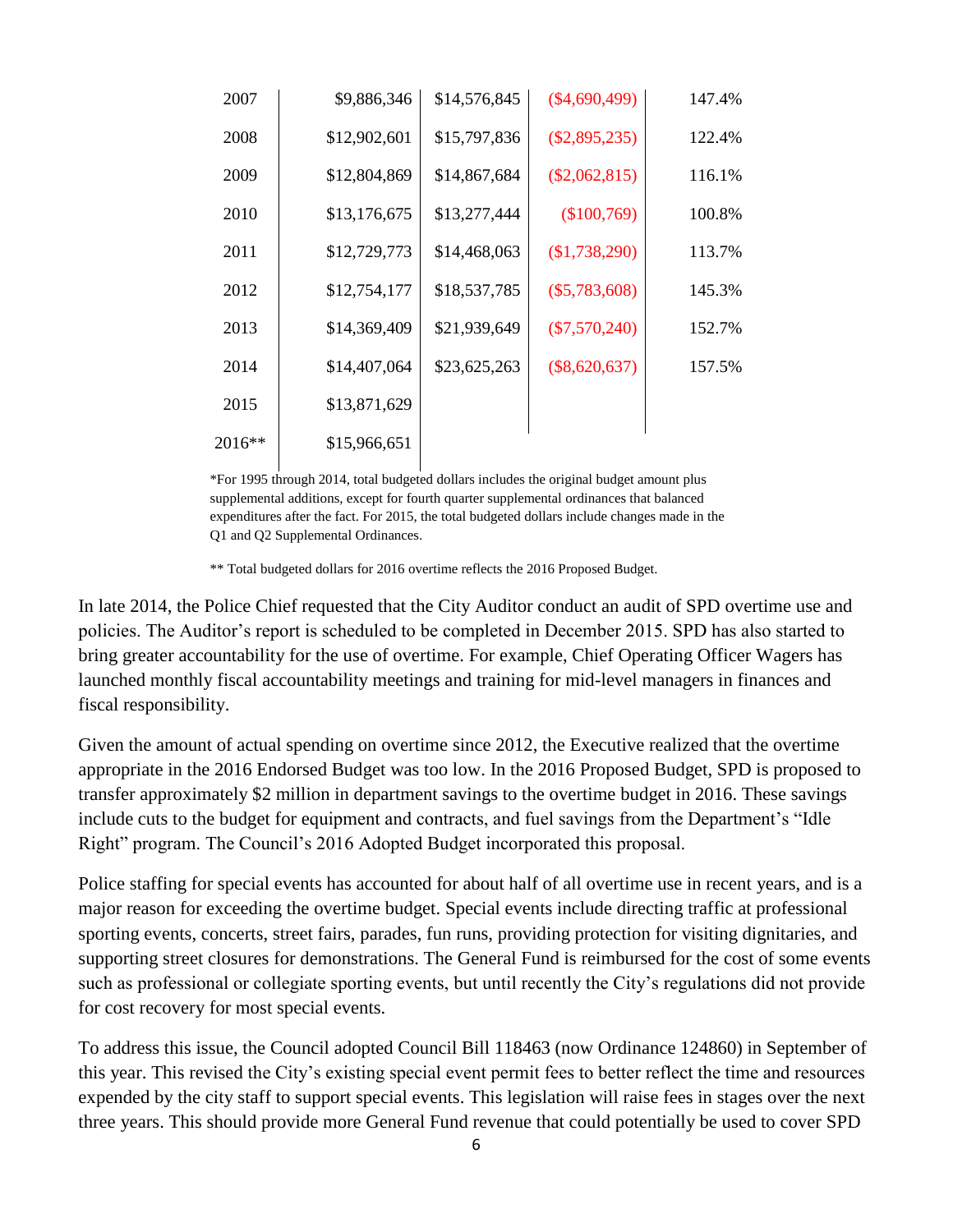| | | | | |
|---|---|---|---|---|
| 2007 | $9,886,346 | $14,576,845 | ($4,690,499) | 147.4% |
| 2008 | $12,902,601 | $15,797,836 | ($2,895,235) | 122.4% |
| 2009 | $12,804,869 | $14,867,684 | ($2,062,815) | 116.1% |
| 2010 | $13,176,675 | $13,277,444 | ($100,769) | 100.8% |
| 2011 | $12,729,773 | $14,468,063 | ($1,738,290) | 113.7% |
| 2012 | $12,754,177 | $18,537,785 | ($5,783,608) | 145.3% |
| 2013 | $14,369,409 | $21,939,649 | ($7,570,240) | 152.7% |
| 2014 | $14,407,064 | $23,625,263 | ($8,620,637) | 157.5% |
| 2015 | $13,871,629 | | | |
| 2016** | $15,966,651 | | | |

*For 1995 through 2014, total budgeted dollars includes the original budget amount plus supplemental additions, except for fourth quarter supplemental ordinances that balanced expenditures after the fact. For 2015, the total budgeted dollars include changes made in the Q1 and Q2 Supplemental Ordinances.

** Total budgeted dollars for 2016 overtime reflects the 2016 Proposed Budget.

In late 2014, the Police Chief requested that the City Auditor conduct an audit of SPD overtime use and policies. The Auditor's report is scheduled to be completed in December 2015. SPD has also started to bring greater accountability for the use of overtime. For example, Chief Operating Officer Wagers has launched monthly fiscal accountability meetings and training for mid-level managers in finances and fiscal responsibility.

Given the amount of actual spending on overtime since 2012, the Executive realized that the overtime appropriate in the 2016 Endorsed Budget was too low. In the 2016 Proposed Budget, SPD is proposed to transfer approximately $2 million in department savings to the overtime budget in 2016. These savings include cuts to the budget for equipment and contracts, and fuel savings from the Department's "Idle Right" program. The Council's 2016 Adopted Budget incorporated this proposal.

Police staffing for special events has accounted for about half of all overtime use in recent years, and is a major reason for exceeding the overtime budget. Special events include directing traffic at professional sporting events, concerts, street fairs, parades, fun runs, providing protection for visiting dignitaries, and supporting street closures for demonstrations. The General Fund is reimbursed for the cost of some events such as professional or collegiate sporting events, but until recently the City's regulations did not provide for cost recovery for most special events.

To address this issue, the Council adopted Council Bill 118463 (now Ordinance 124860) in September of this year. This revised the City's existing special event permit fees to better reflect the time and resources expended by the city staff to support special events. This legislation will raise fees in stages over the next three years. This should provide more General Fund revenue that could potentially be used to cover SPD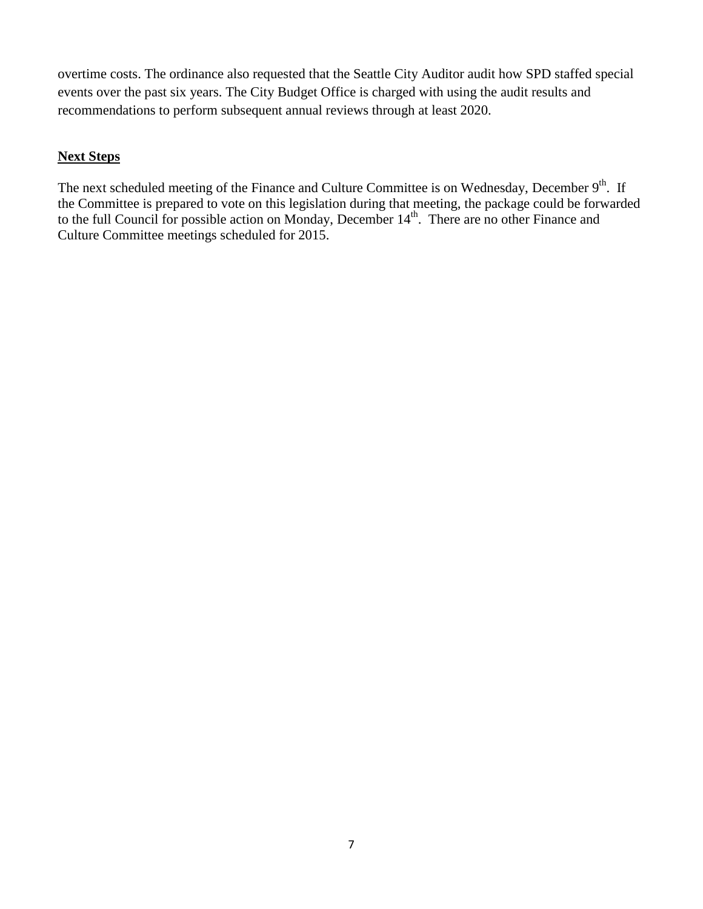overtime costs. The ordinance also requested that the Seattle City Auditor audit how SPD staffed special events over the past six years. The City Budget Office is charged with using the audit results and recommendations to perform subsequent annual reviews through at least 2020.

## Next Steps

The next scheduled meeting of the Finance and Culture Committee is on Wednesday, December 9th. If the Committee is prepared to vote on this legislation during that meeting, the package could be forwarded to the full Council for possible action on Monday, December 14th. There are no other Finance and Culture Committee meetings scheduled for 2015.